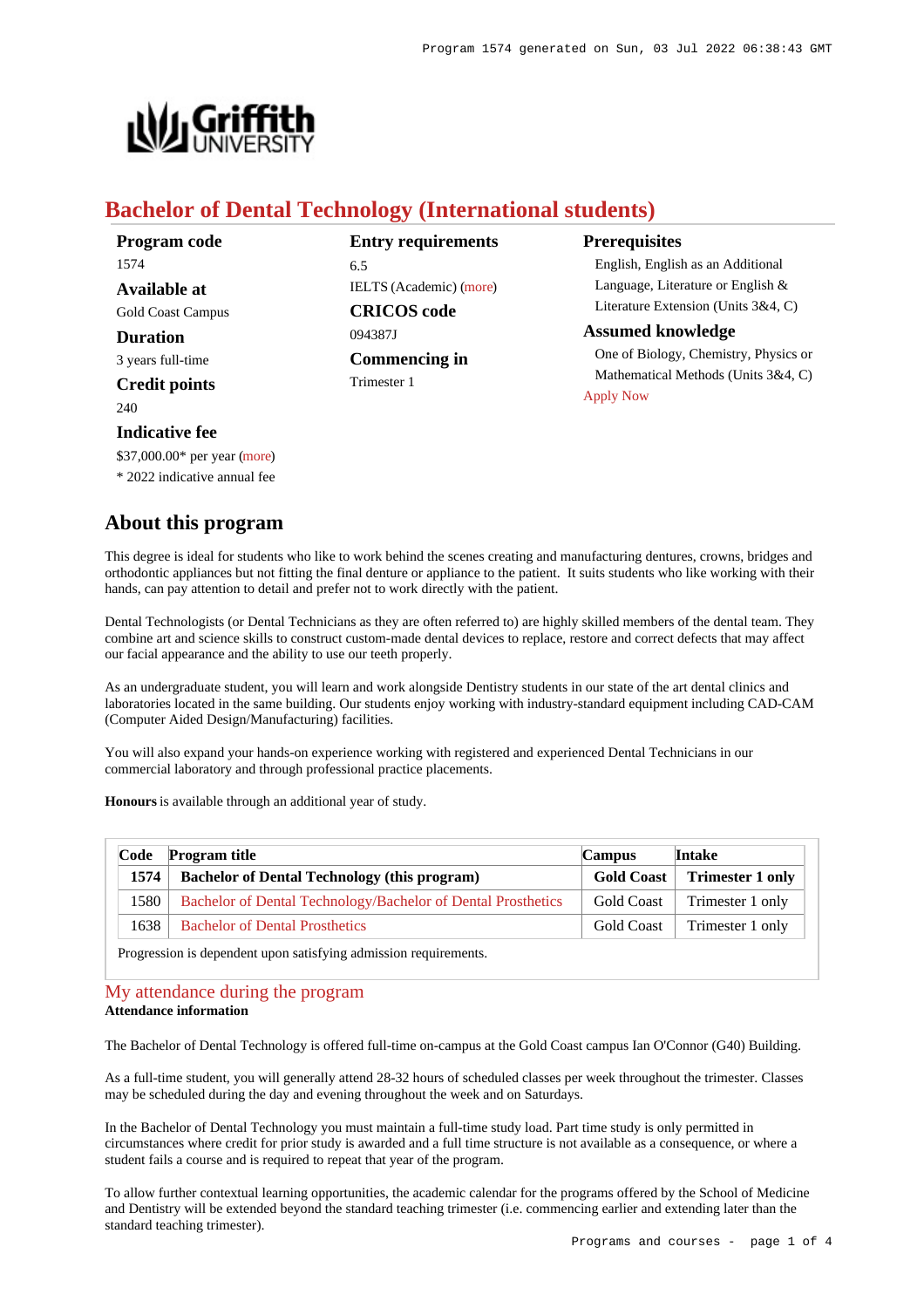# Bachelor of Dental Technology (International students)

**Program code**
1574

**Available at**
Gold Coast Campus

**Duration**
3 years full-time

**Credit points**
240

**Indicative fee**
$37,000.00* per year (more)
* 2022 indicative annual fee

**Entry requirements**
6.5
IELTS (Academic) (more)

**CRICOS code**
094387J

**Commencing in**
Trimester 1

**Prerequisites**
English, English as an Additional Language, Literature or English & Literature Extension (Units 3&4, C)

**Assumed knowledge**
One of Biology, Chemistry, Physics or Mathematical Methods (Units 3&4, C)

Apply Now

## About this program

This degree is ideal for students who like to work behind the scenes creating and manufacturing dentures, crowns, bridges and orthodontic appliances but not fitting the final denture or appliance to the patient. It suits students who like working with their hands, can pay attention to detail and prefer not to work directly with the patient.

Dental Technologists (or Dental Technicians as they are often referred to) are highly skilled members of the dental team. They combine art and science skills to construct custom-made dental devices to replace, restore and correct defects that may affect our facial appearance and the ability to use our teeth properly.

As an undergraduate student, you will learn and work alongside Dentistry students in our state of the art dental clinics and laboratories located in the same building. Our students enjoy working with industry-standard equipment including CAD-CAM (Computer Aided Design/Manufacturing) facilities.

You will also expand your hands-on experience working with registered and experienced Dental Technicians in our commercial laboratory and through professional practice placements.

**Honours** is available through an additional year of study.

| Code | Program title | Campus | Intake |
|---|---|---|---|
| **1574** | **Bachelor of Dental Technology (this program)** | **Gold Coast** | **Trimester 1 only** |
| 1580 | Bachelor of Dental Technology/Bachelor of Dental Prosthetics | Gold Coast | Trimester 1 only |
| 1638 | Bachelor of Dental Prosthetics | Gold Coast | Trimester 1 only |

Progression is dependent upon satisfying admission requirements.

## My attendance during the program

**Attendance information**

The Bachelor of Dental Technology is offered full-time on-campus at the Gold Coast campus Ian O'Connor (G40) Building.

As a full-time student, you will generally attend 28-32 hours of scheduled classes per week throughout the trimester. Classes may be scheduled during the day and evening throughout the week and on Saturdays.

In the Bachelor of Dental Technology you must maintain a full-time study load. Part time study is only permitted in circumstances where credit for prior study is awarded and a full time structure is not available as a consequence, or where a student fails a course and is required to repeat that year of the program.

To allow further contextual learning opportunities, the academic calendar for the programs offered by the School of Medicine and Dentistry will be extended beyond the standard teaching trimester (i.e. commencing earlier and extending later than the standard teaching trimester).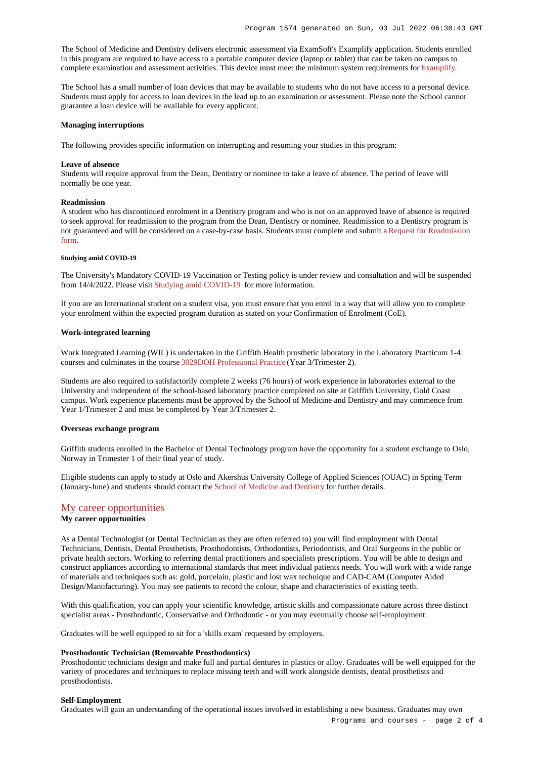The School of Medicine and Dentistry delivers electronic assessment via ExamSoft's Examplify application. Students enrolled in this program are required to have access to a portable computer device (laptop or tablet) that can be taken on campus to complete examination and assessment activities. This device must meet the minimum system requirements for Examplify.

The School has a small number of loan devices that may be available to students who do not have access to a personal device. Students must apply for access to loan devices in the lead up to an examination or assessment. Please note the School cannot guarantee a loan device will be available for every applicant.

**Managing interruptions**

The following provides specific information on interrupting and resuming your studies in this program:

**Leave of absence**
Students will require approval from the Dean, Dentistry or nominee to take a leave of absence. The period of leave will normally be one year.

**Readmission**
A student who has discontinued enrolment in a Dentistry program and who is not on an approved leave of absence is required to seek approval for readmission to the program from the Dean, Dentistry or nominee. Readmission to a Dentistry program is not guaranteed and will be considered on a case-by-case basis. Students must complete and submit a Request for Readmission form.

**Studying amid COVID-19**

The University's Mandatory COVID-19 Vaccination or Testing policy is under review and consultation and will be suspended from 14/4/2022. Please visit Studying amid COVID-19 for more information.

If you are an International student on a student visa, you must ensure that you enrol in a way that will allow you to complete your enrolment within the expected program duration as stated on your Confirmation of Enrolment (CoE).

**Work-integrated learning**

Work Integrated Learning (WIL) is undertaken in the Griffith Health prosthetic laboratory in the Laboratory Practicum 1-4 courses and culminates in the course 3029DOH Professional Practice (Year 3/Trimester 2).

Students are also required to satisfactorily complete 2 weeks (76 hours) of work experience in laboratories external to the University and independent of the school-based laboratory practice completed on site at Griffith University, Gold Coast campus. Work experience placements must be approved by the School of Medicine and Dentistry and may commence from Year 1/Trimester 2 and must be completed by Year 3/Trimester 2.

**Overseas exchange program**

Griffith students enrolled in the Bachelor of Dental Technology program have the opportunity for a student exchange to Oslo, Norway in Trimester 1 of their final year of study.

Eligible students can apply to study at Oslo and Akershus University College of Applied Sciences (OUAC) in Spring Term (January-June) and students should contact the School of Medicine and Dentistry for further details.

## My career opportunities

**My career opportunities**

As a Dental Technologist (or Dental Technician as they are often referred to) you will find employment with Dental Technicians, Dentists, Dental Prosthetists, Prosthodontists, Orthodontists, Periodontists, and Oral Surgeons in the public or private health sectors. Working to referring dental practitioners and specialists prescriptions. You will be able to design and construct appliances according to international standards that meet individual patients needs. You will work with a wide range of materials and techniques such as: gold, porcelain, plastic and lost wax technique and CAD-CAM (Computer Aided Design/Manufacturing). You may see patients to record the colour, shape and characteristics of existing teeth.

With this qualification, you can apply your scientific knowledge, artistic skills and compassionate nature across three distinct specialist areas - Prosthodontic, Conservative and Orthodontic - or you may eventually choose self-employment.

Graduates will be well equipped to sit for a 'skills exam' requested by employers.

**Prosthodontic Technician (Removable Prosthodontics)**
Prosthodontic technicians design and make full and partial dentures in plastics or alloy. Graduates will be well equipped for the variety of procedures and techniques to replace missing teeth and will work alongside dentists, dental prosthetists and prosthodontists.

**Self-Employment**
Graduates will gain an understanding of the operational issues involved in establishing a new business. Graduates may own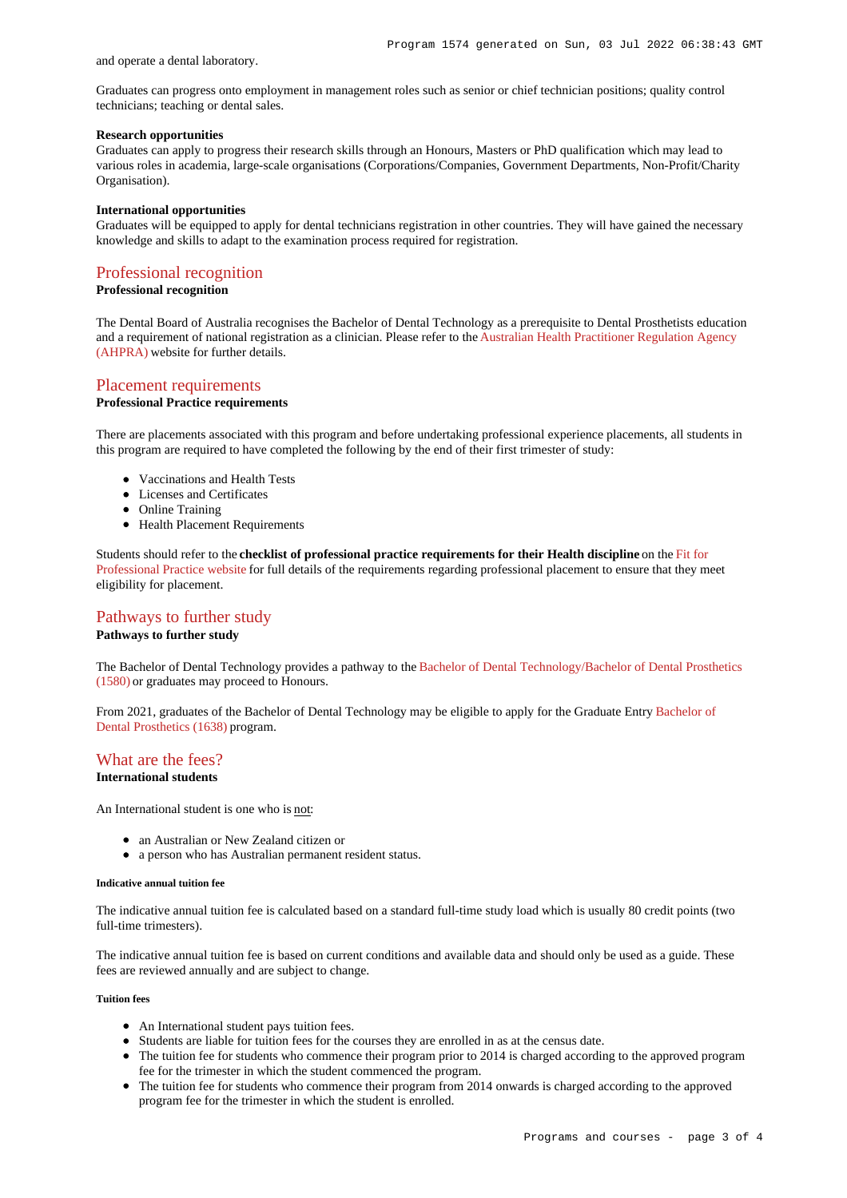and operate a dental laboratory.

Graduates can progress onto employment in management roles such as senior or chief technician positions; quality control technicians; teaching or dental sales.

**Research opportunities**
Graduates can apply to progress their research skills through an Honours, Masters or PhD qualification which may lead to various roles in academia, large-scale organisations (Corporations/Companies, Government Departments, Non-Profit/Charity Organisation).

**International opportunities**
Graduates will be equipped to apply for dental technicians registration in other countries. They will have gained the necessary knowledge and skills to adapt to the examination process required for registration.

## Professional recognition

**Professional recognition**

The Dental Board of Australia recognises the Bachelor of Dental Technology as a prerequisite to Dental Prosthetists education and a requirement of national registration as a clinician. Please refer to the Australian Health Practitioner Regulation Agency (AHPRA) website for further details.

## Placement requirements

**Professional Practice requirements**

There are placements associated with this program and before undertaking professional experience placements, all students in this program are required to have completed the following by the end of their first trimester of study:

- Vaccinations and Health Tests
- Licenses and Certificates
- Online Training
- Health Placement Requirements

Students should refer to the **checklist of professional practice requirements for their Health discipline** on the Fit for Professional Practice website for full details of the requirements regarding professional placement to ensure that they meet eligibility for placement.

## Pathways to further study

**Pathways to further study**

The Bachelor of Dental Technology provides a pathway to the Bachelor of Dental Technology/Bachelor of Dental Prosthetics (1580) or graduates may proceed to Honours.

From 2021, graduates of the Bachelor of Dental Technology may be eligible to apply for the Graduate Entry Bachelor of Dental Prosthetics (1638) program.

## What are the fees?

**International students**

An International student is one who is not:

- an Australian or New Zealand citizen or
- a person who has Australian permanent resident status.

###### Indicative annual tuition fee

The indicative annual tuition fee is calculated based on a standard full-time study load which is usually 80 credit points (two full-time trimesters).

The indicative annual tuition fee is based on current conditions and available data and should only be used as a guide. These fees are reviewed annually and are subject to change.

###### Tuition fees

- An International student pays tuition fees.
- Students are liable for tuition fees for the courses they are enrolled in as at the census date.
- The tuition fee for students who commence their program prior to 2014 is charged according to the approved program fee for the trimester in which the student commenced the program.
- The tuition fee for students who commence their program from 2014 onwards is charged according to the approved program fee for the trimester in which the student is enrolled.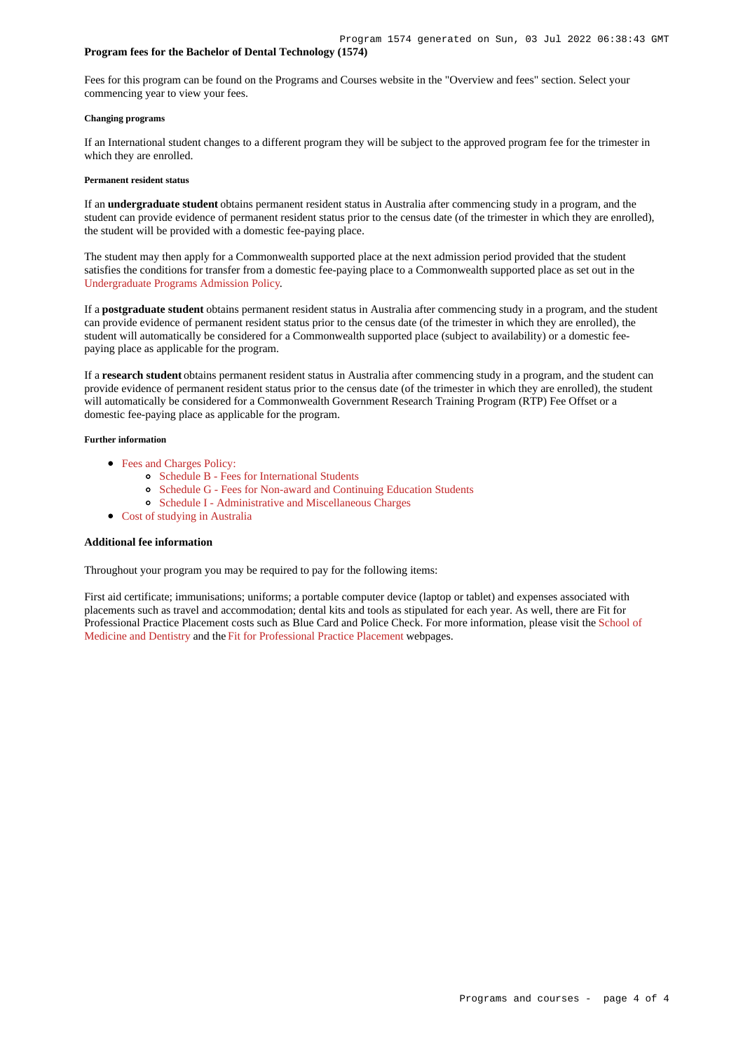## Program fees for the Bachelor of Dental Technology (1574)

Fees for this program can be found on the Programs and Courses website in the "Overview and fees" section. Select your commencing year to view your fees.

#### Changing programs

If an International student changes to a different program they will be subject to the approved program fee for the trimester in which they are enrolled.

#### Permanent resident status

If an **undergraduate student** obtains permanent resident status in Australia after commencing study in a program, and the student can provide evidence of permanent resident status prior to the census date (of the trimester in which they are enrolled), the student will be provided with a domestic fee-paying place.

The student may then apply for a Commonwealth supported place at the next admission period provided that the student satisfies the conditions for transfer from a domestic fee-paying place to a Commonwealth supported place as set out in the Undergraduate Programs Admission Policy.

If a **postgraduate student** obtains permanent resident status in Australia after commencing study in a program, and the student can provide evidence of permanent resident status prior to the census date (of the trimester in which they are enrolled), the student will automatically be considered for a Commonwealth supported place (subject to availability) or a domestic fee-paying place as applicable for the program.

If a **research student** obtains permanent resident status in Australia after commencing study in a program, and the student can provide evidence of permanent resident status prior to the census date (of the trimester in which they are enrolled), the student will automatically be considered for a Commonwealth Government Research Training Program (RTP) Fee Offset or a domestic fee-paying place as applicable for the program.

#### Further information

- Fees and Charges Policy:
  - Schedule B - Fees for International Students
  - Schedule G - Fees for Non-award and Continuing Education Students
  - Schedule I - Administrative and Miscellaneous Charges
- Cost of studying in Australia

### Additional fee information

Throughout your program you may be required to pay for the following items:

First aid certificate; immunisations; uniforms; a portable computer device (laptop or tablet) and expenses associated with placements such as travel and accommodation; dental kits and tools as stipulated for each year. As well, there are Fit for Professional Practice Placement costs such as Blue Card and Police Check. For more information, please visit the School of Medicine and Dentistry and the Fit for Professional Practice Placement webpages.